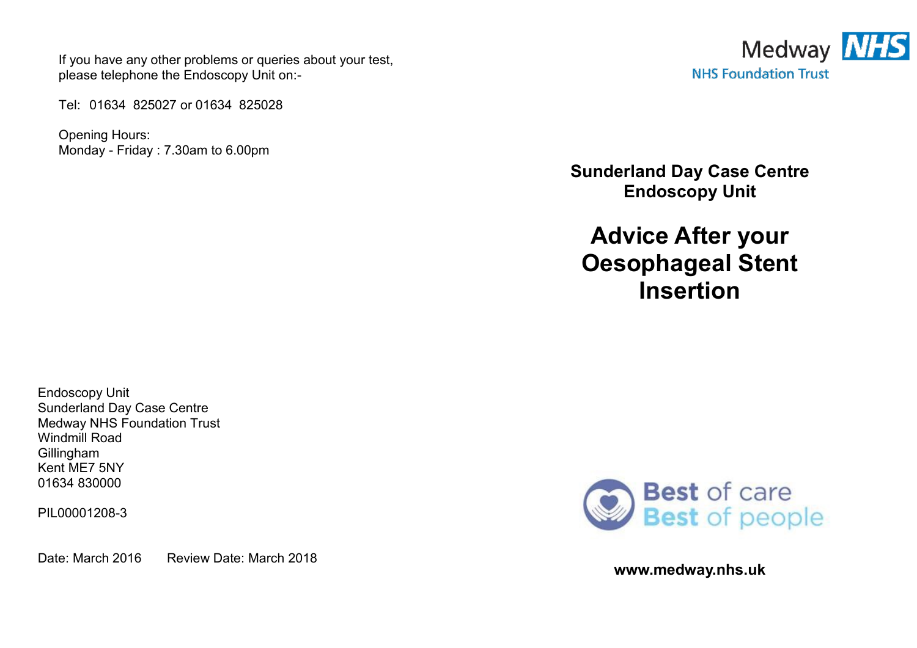If you have any other problems or queries about your test, please telephone the Endoscopy Unit on:-

Tel: 01634 825027 or 01634 825028

Opening Hours:
Monday - Friday : 7.30am to 6.00pm

Endoscopy Unit
Sunderland Day Case Centre
Medway NHS Foundation Trust
Windmill Road
Gillingham
Kent ME7 5NY
01634 830000

PIL00001208-3

Date: March 2016 Review Date: March 2018

Medway NHS
NHS Foundation Trust

## Sunderland Day Case Centre
## Endoscopy Unit

# Advice After your Oesophageal Stent Insertion

Best of care
Best of people

**www.medway.nhs.uk**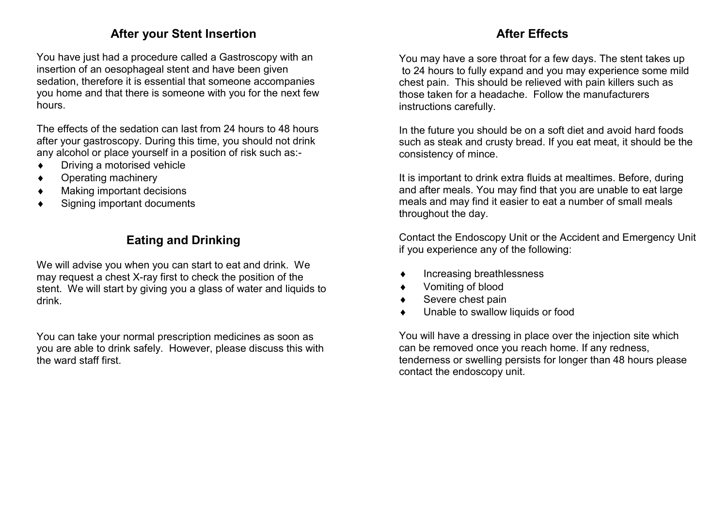## After your Stent Insertion

You have just had a procedure called a Gastroscopy with an insertion of an oesophageal stent and have been given sedation, therefore it is essential that someone accompanies you home and that there is someone with you for the next few hours.

The effects of the sedation can last from 24 hours to 48 hours after your gastroscopy. During this time, you should not drink any alcohol or place yourself in a position of risk such as:-

- Driving a motorised vehicle
- Operating machinery
- Making important decisions
- Signing important documents

## Eating and Drinking

We will advise you when you can start to eat and drink. We may request a chest X-ray first to check the position of the stent. We will start by giving you a glass of water and liquids to drink.

You can take your normal prescription medicines as soon as you are able to drink safely. However, please discuss this with the ward staff first.

## After Effects

You may have a sore throat for a few days. The stent takes up to 24 hours to fully expand and you may experience some mild chest pain. This should be relieved with pain killers such as those taken for a headache. Follow the manufacturers instructions carefully.

In the future you should be on a soft diet and avoid hard foods such as steak and crusty bread. If you eat meat, it should be the consistency of mince.

It is important to drink extra fluids at mealtimes. Before, during and after meals. You may find that you are unable to eat large meals and may find it easier to eat a number of small meals throughout the day.

Contact the Endoscopy Unit or the Accident and Emergency Unit if you experience any of the following:

- Increasing breathlessness
- Vomiting of blood
- Severe chest pain
- Unable to swallow liquids or food

You will have a dressing in place over the injection site which can be removed once you reach home. If any redness, tenderness or swelling persists for longer than 48 hours please contact the endoscopy unit.